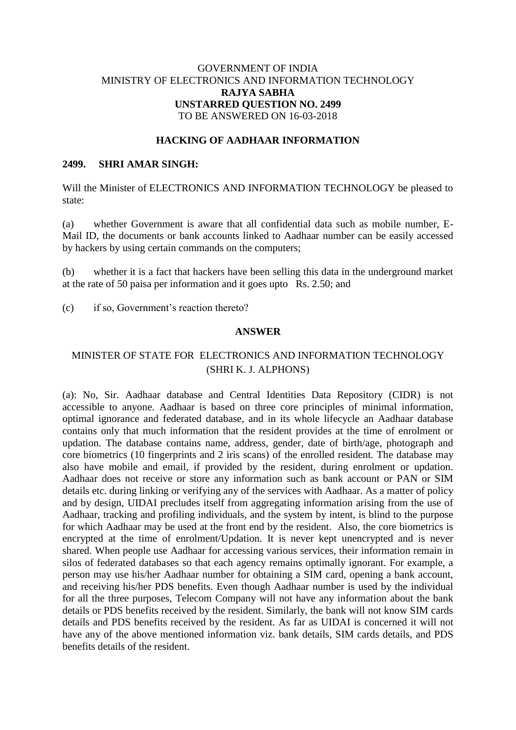GOVERNMENT OF INDIA
MINISTRY OF ELECTRONICS AND INFORMATION TECHNOLOGY
**RAJYA SABHA**
**UNSTARRED QUESTION NO. 2499**
TO BE ANSWERED ON 16-03-2018

## HACKING OF AADHAAR INFORMATION

**2499. SHRI AMAR SINGH:**

Will the Minister of ELECTRONICS AND INFORMATION TECHNOLOGY be pleased to state:

(a) whether Government is aware that all confidential data such as mobile number, E-Mail ID, the documents or bank accounts linked to Aadhaar number can be easily accessed by hackers by using certain commands on the computers;

(b) whether it is a fact that hackers have been selling this data in the underground market at the rate of 50 paisa per information and it goes upto Rs. 2.50; and

(c) if so, Government's reaction thereto?

**ANSWER**

MINISTER OF STATE FOR ELECTRONICS AND INFORMATION TECHNOLOGY
(SHRI K. J. ALPHONS)

(a): No, Sir. Aadhaar database and Central Identities Data Repository (CIDR) is not accessible to anyone. Aadhaar is based on three core principles of minimal information, optimal ignorance and federated database, and in its whole lifecycle an Aadhaar database contains only that much information that the resident provides at the time of enrolment or updation. The database contains name, address, gender, date of birth/age, photograph and core biometrics (10 fingerprints and 2 iris scans) of the enrolled resident. The database may also have mobile and email, if provided by the resident, during enrolment or updation. Aadhaar does not receive or store any information such as bank account or PAN or SIM details etc. during linking or verifying any of the services with Aadhaar. As a matter of policy and by design, UIDAI precludes itself from aggregating information arising from the use of Aadhaar, tracking and profiling individuals, and the system by intent, is blind to the purpose for which Aadhaar may be used at the front end by the resident. Also, the core biometrics is encrypted at the time of enrolment/Updation. It is never kept unencrypted and is never shared. When people use Aadhaar for accessing various services, their information remain in silos of federated databases so that each agency remains optimally ignorant. For example, a person may use his/her Aadhaar number for obtaining a SIM card, opening a bank account, and receiving his/her PDS benefits. Even though Aadhaar number is used by the individual for all the three purposes, Telecom Company will not have any information about the bank details or PDS benefits received by the resident. Similarly, the bank will not know SIM cards details and PDS benefits received by the resident. As far as UIDAI is concerned it will not have any of the above mentioned information viz. bank details, SIM cards details, and PDS benefits details of the resident.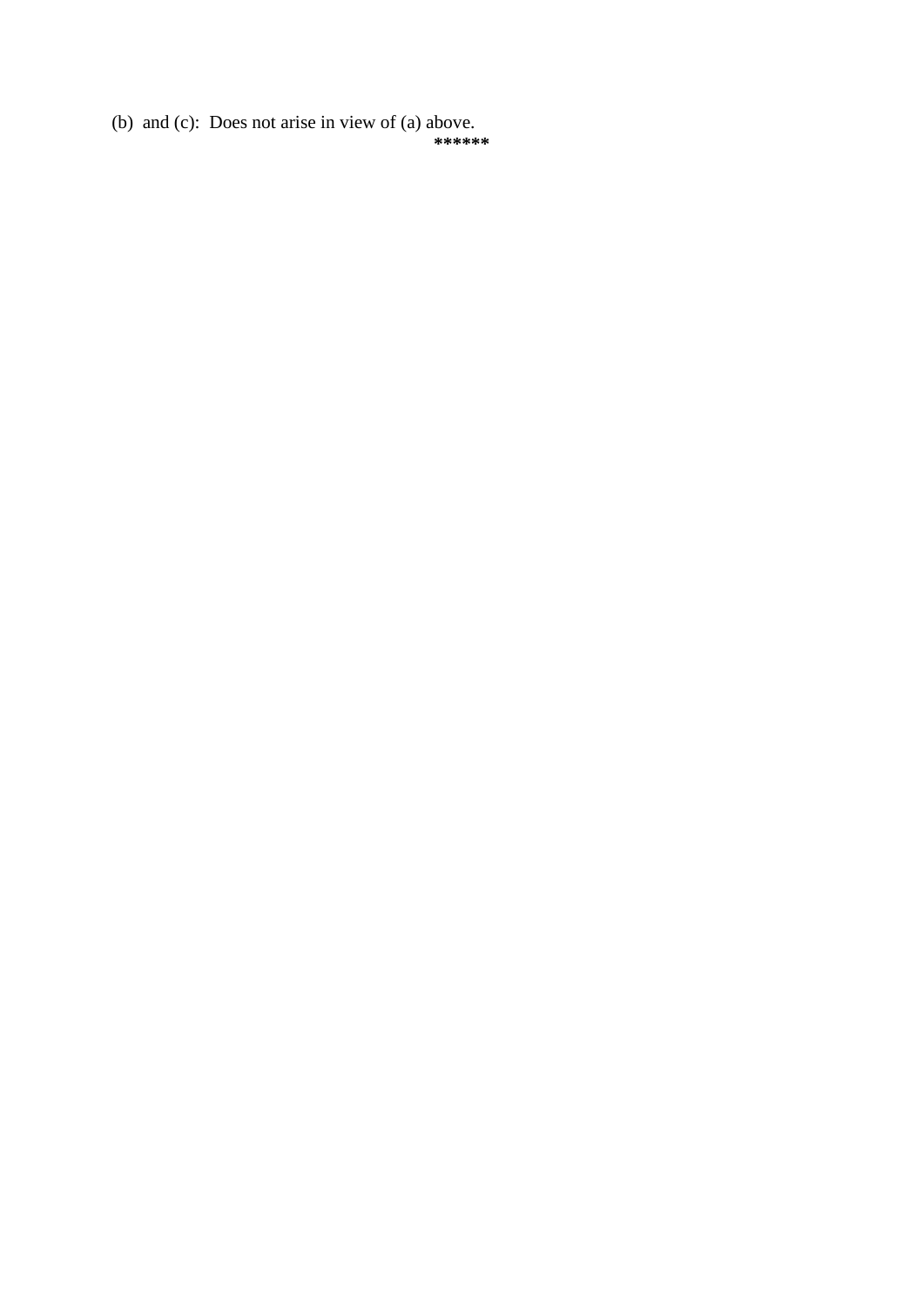(b) and (c): Does not arise in view of (a) above.

******